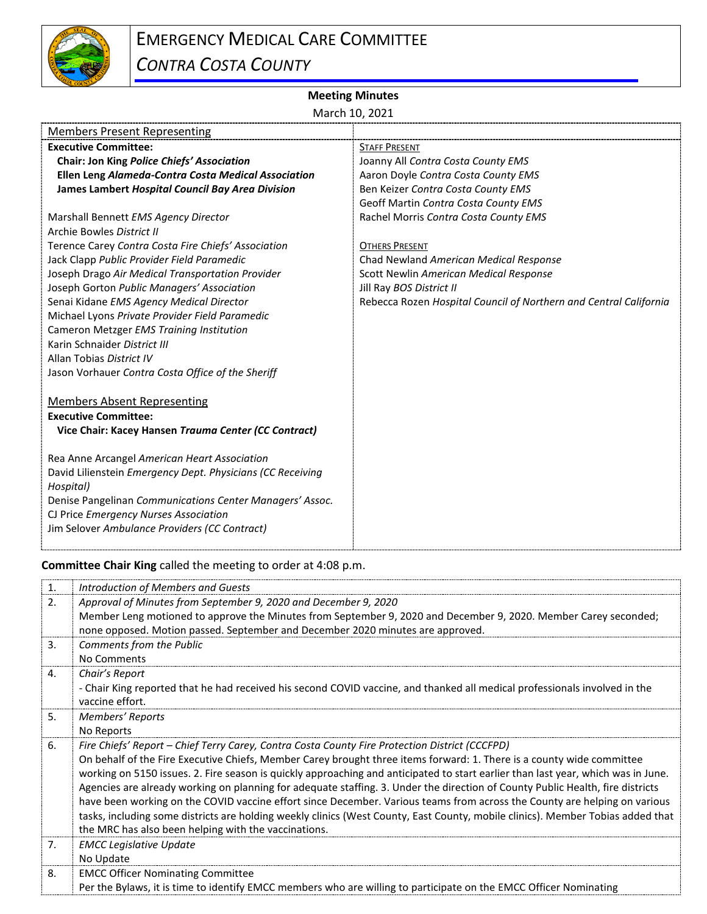# EMERGENCY MEDICAL CARE COMMITTEE

## *CONTRA COSTA COUNTY*

**Meeting Minutes**

March 10, 2021

| Members Present Representing | |
|---|---|
| **Executive Committee:** | STAFF PRESENT |
| **Chair: Jon King *Police Chiefs' Association*** | Joanny All *Contra Costa County EMS* |
| **Ellen Leng *Alameda-Contra Costa Medical Association*** | Aaron Doyle *Contra Costa County EMS* |
| **James Lambert *Hospital Council Bay Area Division*** | Ben Keizer *Contra Costa County EMS* |
| | Geoff Martin *Contra Costa County EMS* |
| Marshall Bennett *EMS Agency Director* | Rachel Morris *Contra Costa County EMS* |
| Archie Bowles *District II* | |
| Terence Carey *Contra Costa Fire Chiefs' Association* | OTHERS PRESENT |
| Jack Clapp *Public Provider Field Paramedic* | Chad Newland *American Medical Response* |
| Joseph Drago *Air Medical Transportation Provider* | Scott Newlin *American Medical Response* |
| Joseph Gorton *Public Managers' Association* | Jill Ray *BOS District II* |
| Senai Kidane *EMS Agency Medical Director* | Rebecca Rozen *Hospital Council of Northern and Central California* |
| Michael Lyons *Private Provider Field Paramedic* | |
| Cameron Metzger *EMS Training Institution* | |
| Karin Schnaider *District III* | |
| Allan Tobias *District IV* | |
| Jason Vorhauer *Contra Costa Office of the Sheriff* | |
| | |
| Members Absent Representing | |
| **Executive Committee:** | |
| **Vice Chair: Kacey Hansen *Trauma Center (CC Contract)*** | |
| | |
| Rea Anne Arcangel *American Heart Association* | |
| David Lilienstein *Emergency Dept. Physicians (CC Receiving Hospital)* | |
| Denise Pangelinan *Communications Center Managers' Assoc.* | |
| CJ Price *Emergency Nurses Association* | |
| Jim Selover *Ambulance Providers (CC Contract)* | |

**Committee Chair King** called the meeting to order at 4:08 p.m.

| | |
|---|---|
| 1. | *Introduction of Members and Guests* |
| 2. | *Approval of Minutes from September 9, 2020 and December 9, 2020*<br>Member Leng motioned to approve the Minutes from September 9, 2020 and December 9, 2020. Member Carey seconded; none opposed. Motion passed. September and December 2020 minutes are approved. |
| 3. | *Comments from the Public*<br>No Comments |
| 4. | *Chair's Report*<br>- Chair King reported that he had received his second COVID vaccine, and thanked all medical professionals involved in the vaccine effort. |
| 5. | *Members' Reports*<br>No Reports |
| 6. | *Fire Chiefs' Report – Chief Terry Carey, Contra Costa County Fire Protection District (CCCFPD)*<br>On behalf of the Fire Executive Chiefs, Member Carey brought three items forward: 1. There is a county wide committee working on 5150 issues. 2. Fire season is quickly approaching and anticipated to start earlier than last year, which was in June. Agencies are already working on planning for adequate staffing. 3. Under the direction of County Public Health, fire districts have been working on the COVID vaccine effort since December. Various teams from across the County are helping on various tasks, including some districts are holding weekly clinics (West County, East County, mobile clinics). Member Tobias added that the MRC has also been helping with the vaccinations. |
| 7. | *EMCC Legislative Update*<br>No Update |
| 8. | EMCC Officer Nominating Committee<br>Per the Bylaws, it is time to identify EMCC members who are willing to participate on the EMCC Officer Nominating |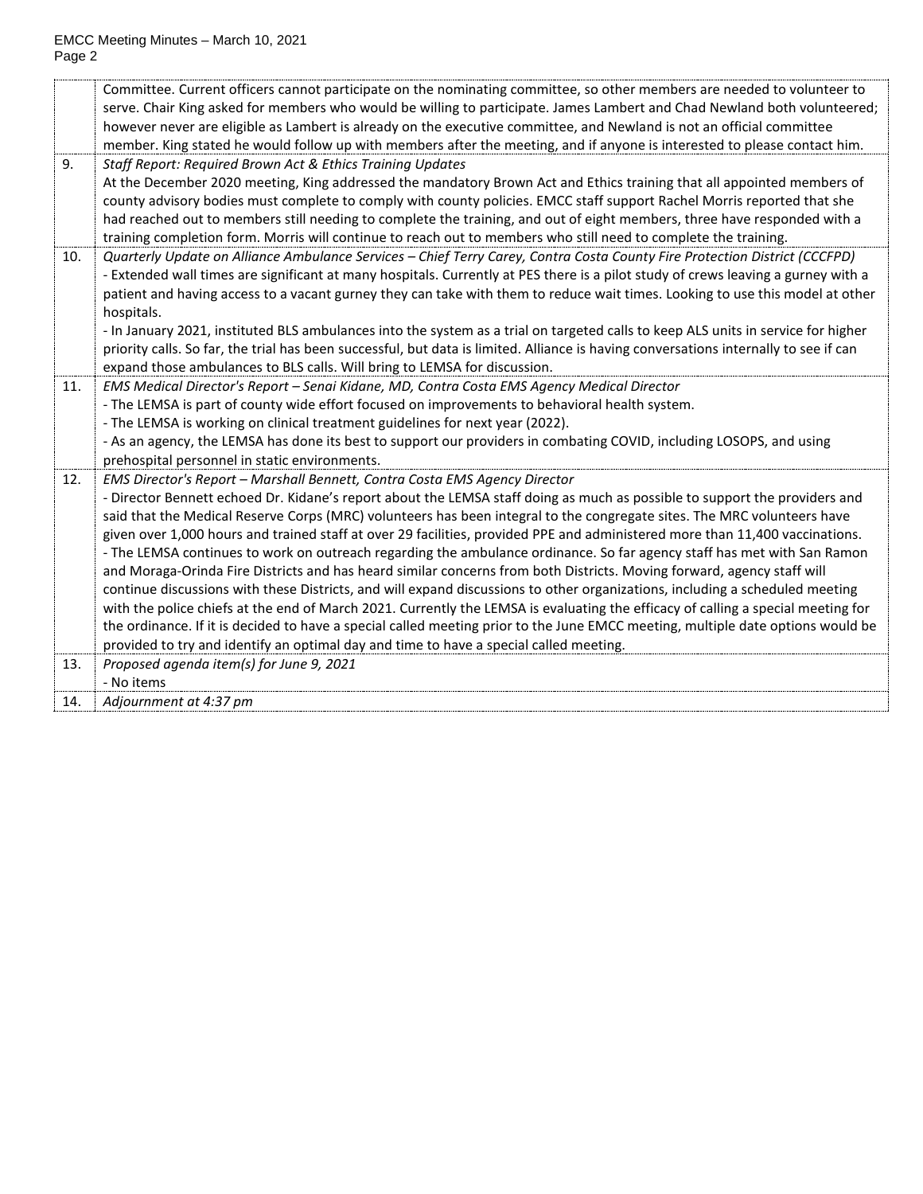| | |
|---|---|
| | Committee. Current officers cannot participate on the nominating committee, so other members are needed to volunteer to serve. Chair King asked for members who would be willing to participate. James Lambert and Chad Newland both volunteered; however never are eligible as Lambert is already on the executive committee, and Newland is not an official committee member. King stated he would follow up with members after the meeting, and if anyone is interested to please contact him. |
| 9. | *Staff Report: Required Brown Act & Ethics Training Updates*<br>At the December 2020 meeting, King addressed the mandatory Brown Act and Ethics training that all appointed members of county advisory bodies must complete to comply with county policies. EMCC staff support Rachel Morris reported that she had reached out to members still needing to complete the training, and out of eight members, three have responded with a training completion form. Morris will continue to reach out to members who still need to complete the training. |
| 10. | *Quarterly Update on Alliance Ambulance Services – Chief Terry Carey, Contra Costa County Fire Protection District (CCCFPD)*<br>- Extended wall times are significant at many hospitals. Currently at PES there is a pilot study of crews leaving a gurney with a patient and having access to a vacant gurney they can take with them to reduce wait times. Looking to use this model at other hospitals.<br>- In January 2021, instituted BLS ambulances into the system as a trial on targeted calls to keep ALS units in service for higher priority calls. So far, the trial has been successful, but data is limited. Alliance is having conversations internally to see if can expand those ambulances to BLS calls. Will bring to LEMSA for discussion. |
| 11. | *EMS Medical Director's Report – Senai Kidane, MD, Contra Costa EMS Agency Medical Director*<br>- The LEMSA is part of county wide effort focused on improvements to behavioral health system.<br>- The LEMSA is working on clinical treatment guidelines for next year (2022).<br>- As an agency, the LEMSA has done its best to support our providers in combating COVID, including LOSOPS, and using prehospital personnel in static environments. |
| 12. | *EMS Director's Report – Marshall Bennett, Contra Costa EMS Agency Director*<br>- Director Bennett echoed Dr. Kidane's report about the LEMSA staff doing as much as possible to support the providers and said that the Medical Reserve Corps (MRC) volunteers has been integral to the congregate sites. The MRC volunteers have given over 1,000 hours and trained staff at over 29 facilities, provided PPE and administered more than 11,400 vaccinations.<br>- The LEMSA continues to work on outreach regarding the ambulance ordinance. So far agency staff has met with San Ramon and Moraga-Orinda Fire Districts and has heard similar concerns from both Districts. Moving forward, agency staff will continue discussions with these Districts, and will expand discussions to other organizations, including a scheduled meeting with the police chiefs at the end of March 2021. Currently the LEMSA is evaluating the efficacy of calling a special meeting for the ordinance. If it is decided to have a special called meeting prior to the June EMCC meeting, multiple date options would be provided to try and identify an optimal day and time to have a special called meeting. |
| 13. | *Proposed agenda item(s) for June 9, 2021*<br>- No items |
| 14. | *Adjournment at 4:37 pm* |